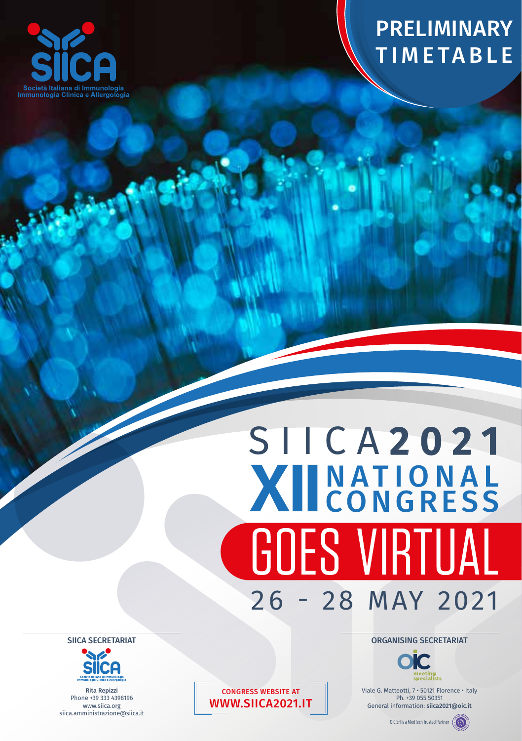Società Italiana di Immunologia Immunologia Clinica e Allergologia

# PRELIMINARY TIMETABLE

# SIICA2021

## XII NATIONAL CONGRESS

## GOES VIRTUAL

## 26 - 28 MAY 2021

**SIICA SECRETARIAT**

Società Italiana di Immunologia Immunologia Clinica e Allergologia

**Rita Repizzi**
Phone +39 333 4398196
www.siica.org
siica.amministrazione@siica.it

CONGRESS WEBSITE AT
**WWW.SIICA2021.IT**

**ORGANISING SECRETARIAT**

OIC meeting specialists

Viale G. Matteotti, 7 • 50121 Florence • Italy
Ph. +39 055 50351
General information: **siica2021@oic.it**

OIC Srl is a MedTech Trusted Partner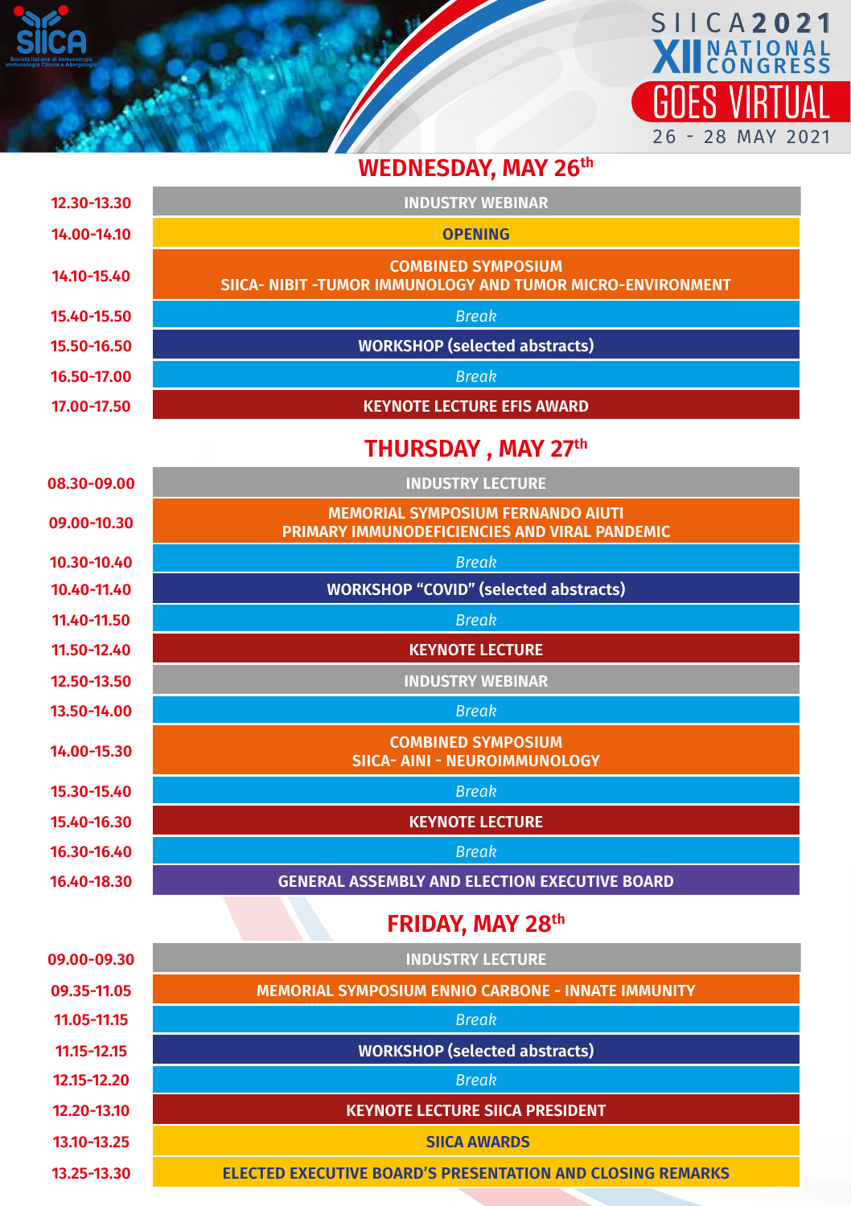SIICA 2021
XII NATIONAL CONGRESS
GOES VIRTUAL
26 - 28 MAY 2021

## WEDNESDAY, MAY 26th

| | |
|---|---|
| 12.30-13.30 | INDUSTRY WEBINAR |
| 14.00-14.10 | OPENING |
| 14.10-15.40 | COMBINED SYMPOSIUM SIICA- NIBIT -TUMOR IMMUNOLOGY AND TUMOR MICRO-ENVIRONMENT |
| 15.40-15.50 | *Break* |
| 15.50-16.50 | WORKSHOP (selected abstracts) |
| 16.50-17.00 | *Break* |
| 17.00-17.50 | KEYNOTE LECTURE EFIS AWARD |

## THURSDAY , MAY 27th

| | |
|---|---|
| 08.30-09.00 | INDUSTRY LECTURE |
| 09.00-10.30 | MEMORIAL SYMPOSIUM FERNANDO AIUTI PRIMARY IMMUNODEFICIENCIES AND VIRAL PANDEMIC |
| 10.30-10.40 | *Break* |
| 10.40-11.40 | WORKSHOP “COVID” (selected abstracts) |
| 11.40-11.50 | *Break* |
| 11.50-12.40 | KEYNOTE LECTURE |
| 12.50-13.50 | INDUSTRY WEBINAR |
| 13.50-14.00 | *Break* |
| 14.00-15.30 | COMBINED SYMPOSIUM SIICA- AINI - NEUROIMMUNOLOGY |
| 15.30-15.40 | *Break* |
| 15.40-16.30 | KEYNOTE LECTURE |
| 16.30-16.40 | *Break* |
| 16.40-18.30 | GENERAL ASSEMBLY AND ELECTION EXECUTIVE BOARD |

## FRIDAY, MAY 28th

| | |
|---|---|
| 09.00-09.30 | INDUSTRY LECTURE |
| 09.35-11.05 | MEMORIAL SYMPOSIUM ENNIO CARBONE - INNATE IMMUNITY |
| 11.05-11.15 | *Break* |
| 11.15-12.15 | WORKSHOP (selected abstracts) |
| 12.15-12.20 | *Break* |
| 12.20-13.10 | KEYNOTE LECTURE SIICA PRESIDENT |
| 13.10-13.25 | SIICA AWARDS |
| 13.25-13.30 | ELECTED EXECUTIVE BOARD’S PRESENTATION AND CLOSING REMARKS |